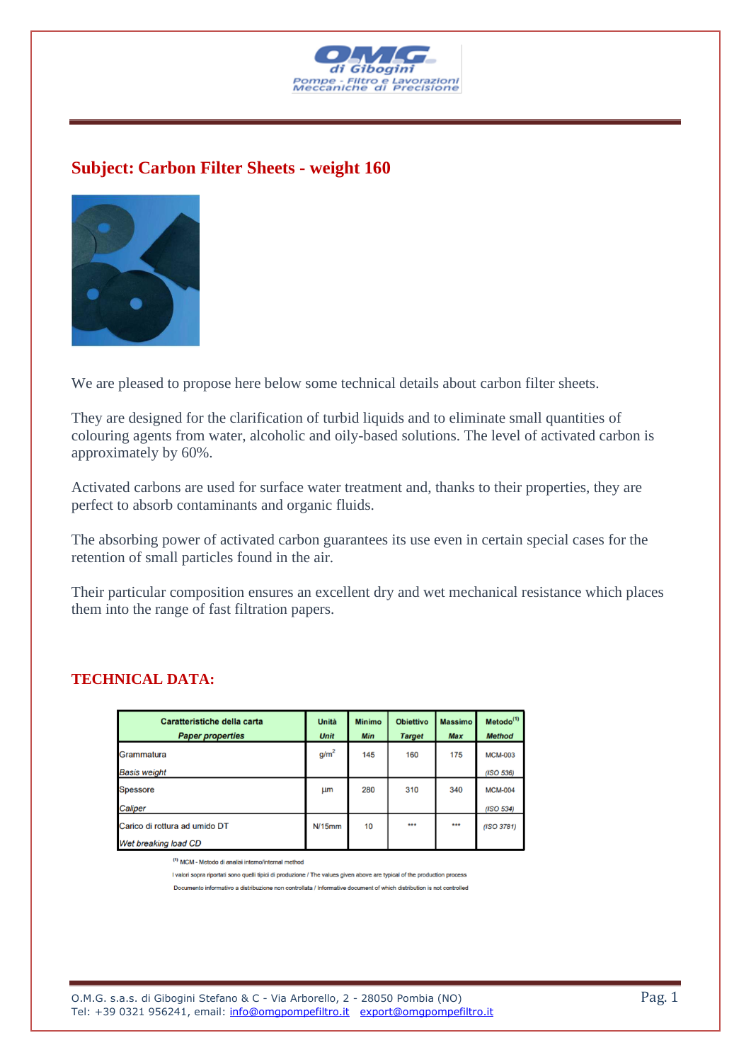OMG di Gibogini

Pompe - Filtro e Lavorazioni Meccaniche di Precisione

## Subject: Carbon Filter Sheets - weight 160

We are pleased to propose here below some technical details about carbon filter sheets.

They are designed for the clarification of turbid liquids and to eliminate small quantities of colouring agents from water, alcoholic and oily-based solutions. The level of activated carbon is approximately by 60%.

Activated carbons are used for surface water treatment and, thanks to their properties, they are perfect to absorb contaminants and organic fluids.

The absorbing power of activated carbon guarantees its use even in certain special cases for the retention of small particles found in the air.

Their particular composition ensures an excellent dry and wet mechanical resistance which places them into the range of fast filtration papers.

## TECHNICAL DATA:

| Caratteristiche della carta *Paper properties* | Unità *Unit* | Minimo *Min* | Obiettivo *Target* | Massimo *Max* | Metodo[1] *Method* |
|---|---|---|---|---|---|
| Grammatura *Basis weight* | $g/m^2$ | 145 | 160 | 175 | MCM-003 *(ISO 536)* |
| Spessore *Caliper* | µm | 280 | 310 | 340 | MCM-004 *(ISO 534)* |
| Carico di rottura ad umido DT *Wet breaking load CD* | N/15mm | 10 | *** | *** | *(ISO 3781)* |

[1] MCM - Metodo di analisi interno/internal method

I valori sopra riportati sono quelli tipici di produzione / The values given above are typical of the production process

Documento informativo a distribuzione non controllata / Informative document of which distribution is not controlled

O.M.G. s.a.s. di Gibogini Stefano & C - Via Arborello, 2 - 28050 Pombia (NO)
Tel: +39 0321 956241, email: info@omgpompefiltro.it export@omgpompefiltro.it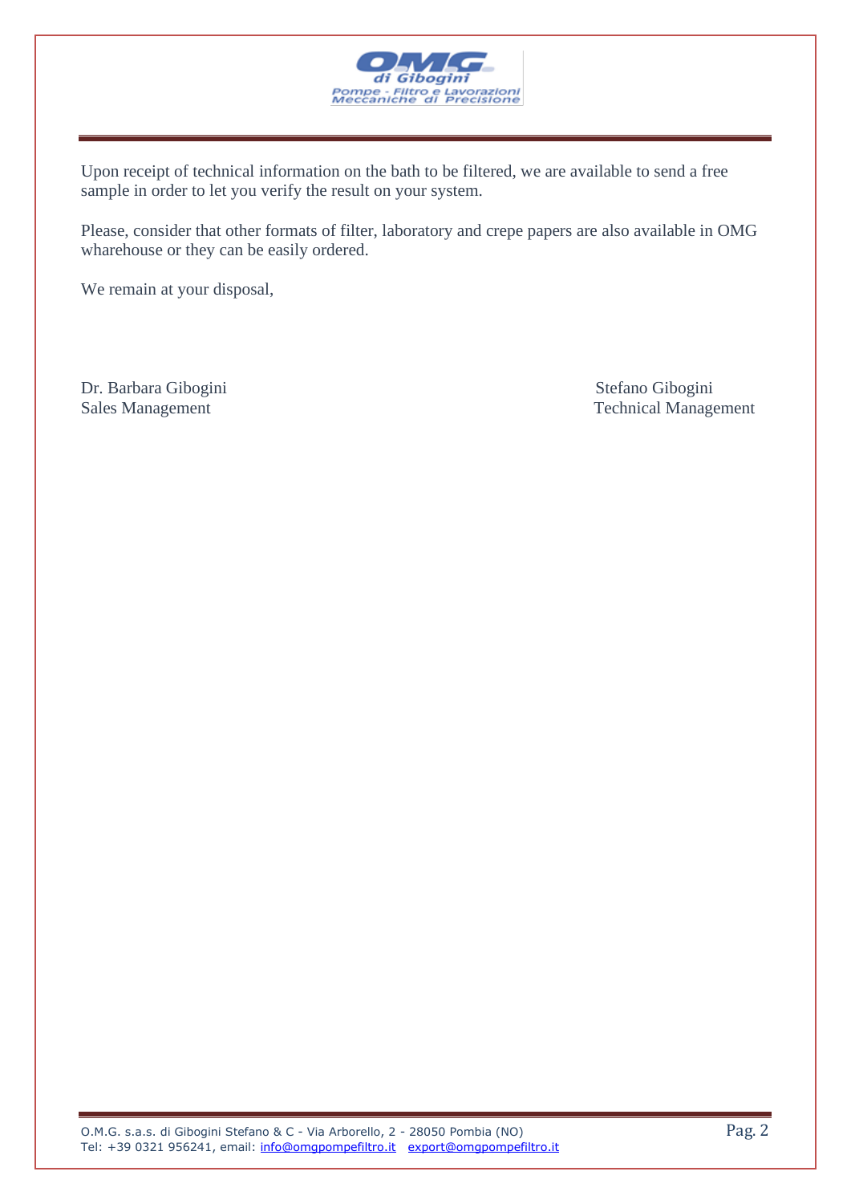Upon receipt of technical information on the bath to be filtered, we are available to send a free sample in order to let you verify the result on your system.

Please, consider that other formats of filter, laboratory and crepe papers are also available in OMG wharehouse or they can be easily ordered.

We remain at your disposal,

Dr. Barbara Gibogini
Sales Management

Stefano Gibogini
Technical Management